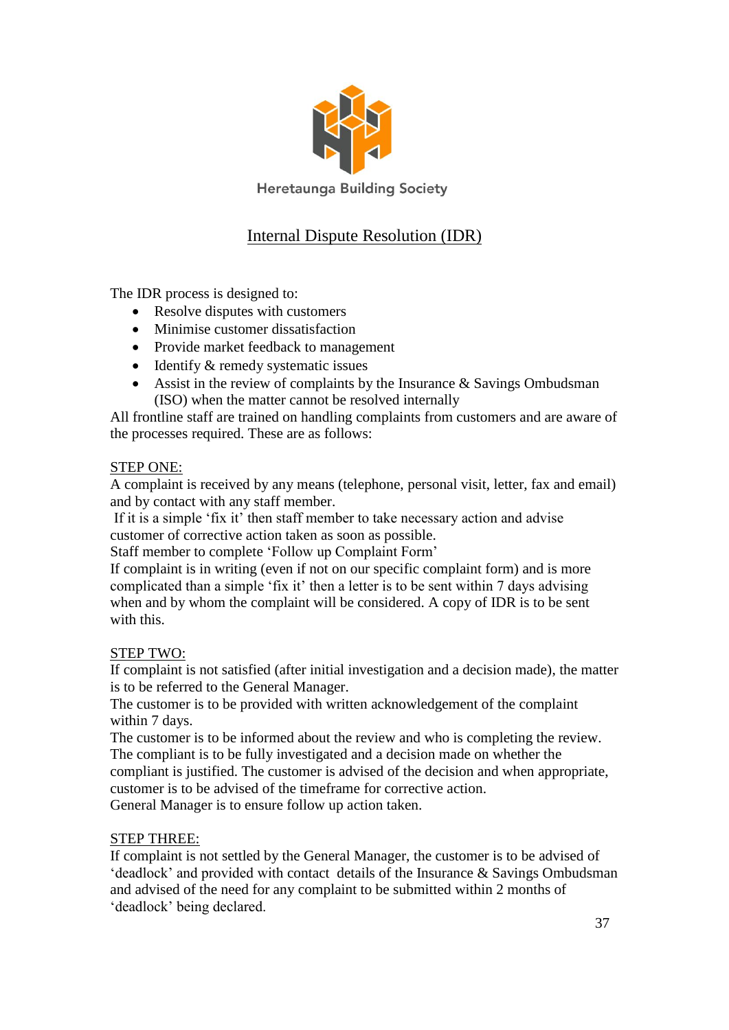Heretaunga Building Society

# Internal Dispute Resolution (IDR)

The IDR process is designed to:

- Resolve disputes with customers
- Minimise customer dissatisfaction
- Provide market feedback to management
- Identify & remedy systematic issues
- Assist in the review of complaints by the Insurance & Savings Ombudsman (ISO) when the matter cannot be resolved internally

All frontline staff are trained on handling complaints from customers and are aware of the processes required. These are as follows:

## STEP ONE:

A complaint is received by any means (telephone, personal visit, letter, fax and email) and by contact with any staff member.
If it is a simple 'fix it' then staff member to take necessary action and advise customer of corrective action taken as soon as possible.
Staff member to complete 'Follow up Complaint Form'
If complaint is in writing (even if not on our specific complaint form) and is more complicated than a simple 'fix it' then a letter is to be sent within 7 days advising when and by whom the complaint will be considered. A copy of IDR is to be sent with this.

## STEP TWO:

If complaint is not satisfied (after initial investigation and a decision made), the matter is to be referred to the General Manager.
The customer is to be provided with written acknowledgement of the complaint within 7 days.
The customer is to be informed about the review and who is completing the review.
The compliant is to be fully investigated and a decision made on whether the compliant is justified. The customer is advised of the decision and when appropriate, customer is to be advised of the timeframe for corrective action.
General Manager is to ensure follow up action taken.

## STEP THREE:

If complaint is not settled by the General Manager, the customer is to be advised of 'deadlock' and provided with contact details of the Insurance & Savings Ombudsman and advised of the need for any complaint to be submitted within 2 months of 'deadlock' being declared.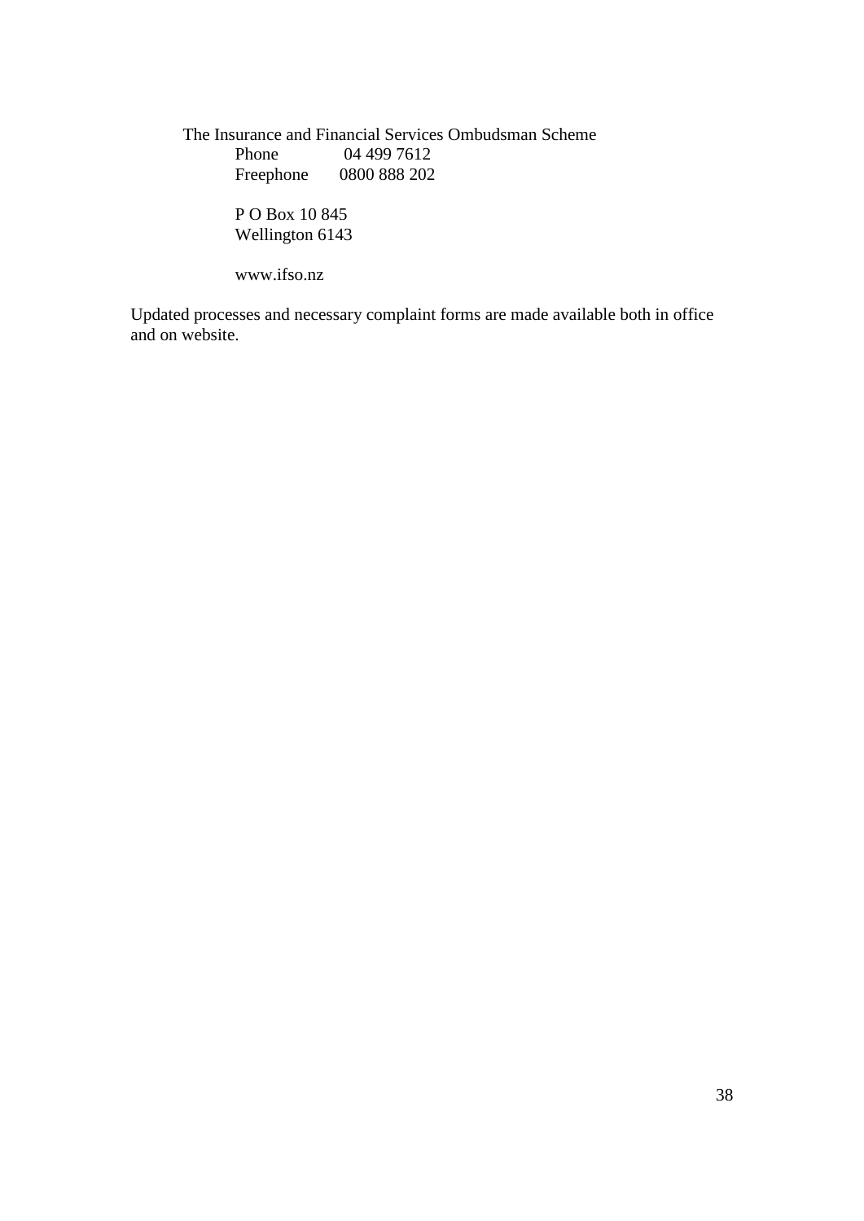The Insurance and Financial Services Ombudsman Scheme

Phone 04 499 7612  
Freephone 0800 888 202

P O Box 10 845  
Wellington 6143

www.ifso.nz

Updated processes and necessary complaint forms are made available both in office and on website.